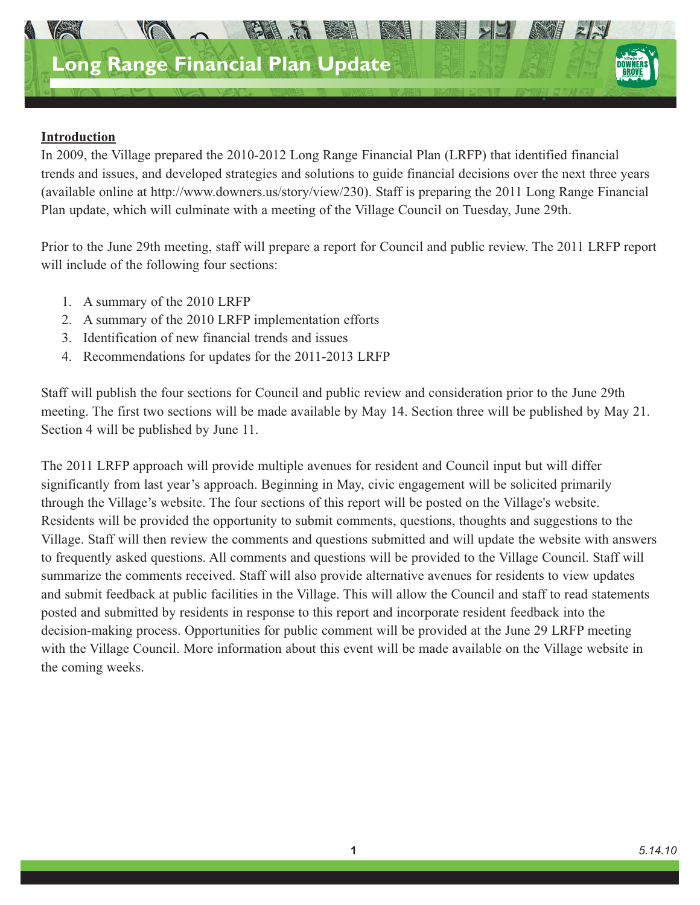# Long Range Financial Plan Update

**Introduction**

In 2009, the Village prepared the 2010-2012 Long Range Financial Plan (LRFP) that identified financial trends and issues, and developed strategies and solutions to guide financial decisions over the next three years (available online at http://www.downers.us/story/view/230). Staff is preparing the 2011 Long Range Financial Plan update, which will culminate with a meeting of the Village Council on Tuesday, June 29th.

Prior to the June 29th meeting, staff will prepare a report for Council and public review. The 2011 LRFP report will include of the following four sections:

1. A summary of the 2010 LRFP
2. A summary of the 2010 LRFP implementation efforts
3. Identification of new financial trends and issues
4. Recommendations for updates for the 2011-2013 LRFP

Staff will publish the four sections for Council and public review and consideration prior to the June 29th meeting. The first two sections will be made available by May 14. Section three will be published by May 21. Section 4 will be published by June 11.

The 2011 LRFP approach will provide multiple avenues for resident and Council input but will differ significantly from last year's approach. Beginning in May, civic engagement will be solicited primarily through the Village's website. The four sections of this report will be posted on the Village's website. Residents will be provided the opportunity to submit comments, questions, thoughts and suggestions to the Village. Staff will then review the comments and questions submitted and will update the website with answers to frequently asked questions. All comments and questions will be provided to the Village Council. Staff will summarize the comments received. Staff will also provide alternative avenues for residents to view updates and submit feedback at public facilities in the Village. This will allow the Council and staff to read statements posted and submitted by residents in response to this report and incorporate resident feedback into the decision-making process. Opportunities for public comment will be provided at the June 29 LRFP meeting with the Village Council. More information about this event will be made available on the Village website in the coming weeks.

*5.14.10*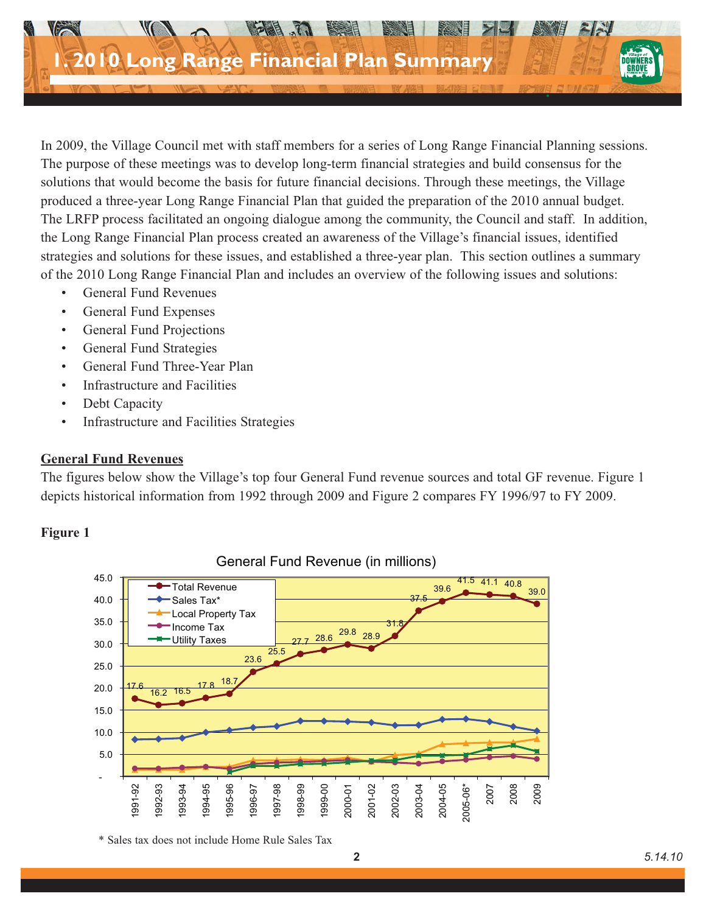# I. 2010 Long Range Financial Plan Summary

In 2009, the Village Council met with staff members for a series of Long Range Financial Planning sessions. The purpose of these meetings was to develop long-term financial strategies and build consensus for the solutions that would become the basis for future financial decisions. Through these meetings, the Village produced a three-year Long Range Financial Plan that guided the preparation of the 2010 annual budget. The LRFP process facilitated an ongoing dialogue among the community, the Council and staff. In addition, the Long Range Financial Plan process created an awareness of the Village's financial issues, identified strategies and solutions for these issues, and established a three-year plan. This section outlines a summary of the 2010 Long Range Financial Plan and includes an overview of the following issues and solutions:

- General Fund Revenues
- General Fund Expenses
- General Fund Projections
- General Fund Strategies
- General Fund Three-Year Plan
- Infrastructure and Facilities
- Debt Capacity
- Infrastructure and Facilities Strategies

## General Fund Revenues

The figures below show the Village's top four General Fund revenue sources and total GF revenue. Figure 1 depicts historical information from 1992 through 2009 and Figure 2 compares FY 1996/97 to FY 2009.

**Figure 1**

General Fund Revenue (in millions)

| Year | Total Revenue |
|---|---|
| 1991-92 | 17.6 |
| 1992-93 | 16.2 |
| 1993-94 | 16.5 |
| 1994-95 | 17.8 |
| 1995-96 | 18.7 |
| 1996-97 | 23.6 |
| 1997-98 | 25.5 |
| 1998-99 | 27.7 |
| 1999-00 | 28.6 |
| 2000-01 | 29.8 |
| 2001-02 | 28.9 |
| 2002-03 | 31.8 |
| 2003-04 | 37.5 |
| 2004-05 | 39.6 |
| 2005-06* | 41.5 |
| 2007 | 41.1 |
| 2008 | 40.8 |
| 2009 | 39.0 |

Legend: Total Revenue, Sales Tax*, Local Property Tax, Income Tax, Utility Taxes

\* Sales tax does not include Home Rule Sales Tax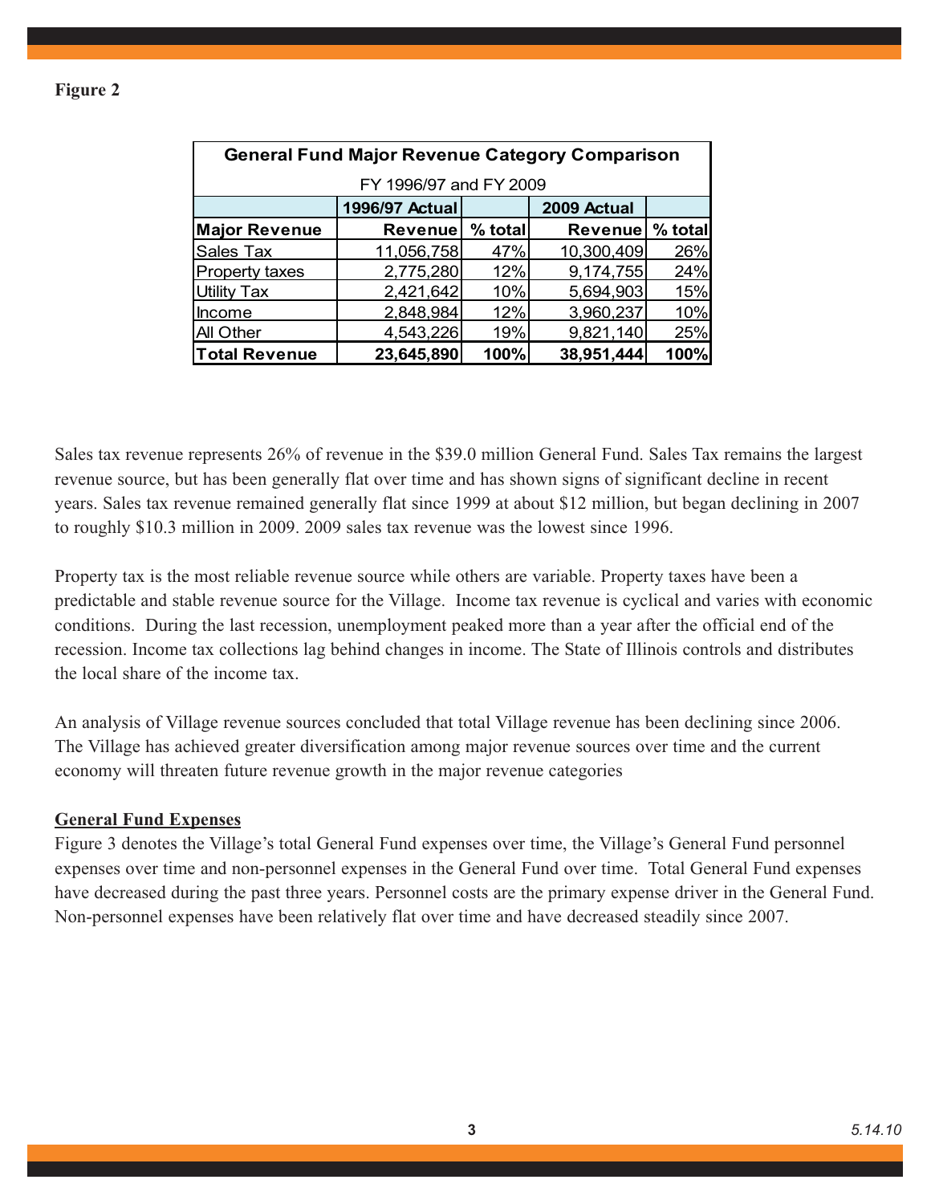**Figure 2**

| General Fund Major Revenue Category Comparison | | | | |
|---|---|---|---|---|
| FY 1996/97 and FY 2009 | | | | |
| | 1996/97 Actual | | 2009 Actual | |
| **Major Revenue** | **Revenue** | **% total** | **Revenue** | **% total** |
| Sales Tax | 11,056,758 | 47% | 10,300,409 | 26% |
| Property taxes | 2,775,280 | 12% | 9,174,755 | 24% |
| Utility Tax | 2,421,642 | 10% | 5,694,903 | 15% |
| Income | 2,848,984 | 12% | 3,960,237 | 10% |
| All Other | 4,543,226 | 19% | 9,821,140 | 25% |
| **Total Revenue** | **23,645,890** | **100%** | **38,951,444** | **100%** |

Sales tax revenue represents 26% of revenue in the $39.0 million General Fund. Sales Tax remains the largest revenue source, but has been generally flat over time and has shown signs of significant decline in recent years. Sales tax revenue remained generally flat since 1999 at about $12 million, but began declining in 2007 to roughly $10.3 million in 2009. 2009 sales tax revenue was the lowest since 1996.

Property tax is the most reliable revenue source while others are variable. Property taxes have been a predictable and stable revenue source for the Village. Income tax revenue is cyclical and varies with economic conditions. During the last recession, unemployment peaked more than a year after the official end of the recession. Income tax collections lag behind changes in income. The State of Illinois controls and distributes the local share of the income tax.

An analysis of Village revenue sources concluded that total Village revenue has been declining since 2006. The Village has achieved greater diversification among major revenue sources over time and the current economy will threaten future revenue growth in the major revenue categories

## General Fund Expenses

Figure 3 denotes the Village's total General Fund expenses over time, the Village's General Fund personnel expenses over time and non-personnel expenses in the General Fund over time. Total General Fund expenses have decreased during the past three years. Personnel costs are the primary expense driver in the General Fund. Non-personnel expenses have been relatively flat over time and have decreased steadily since 2007.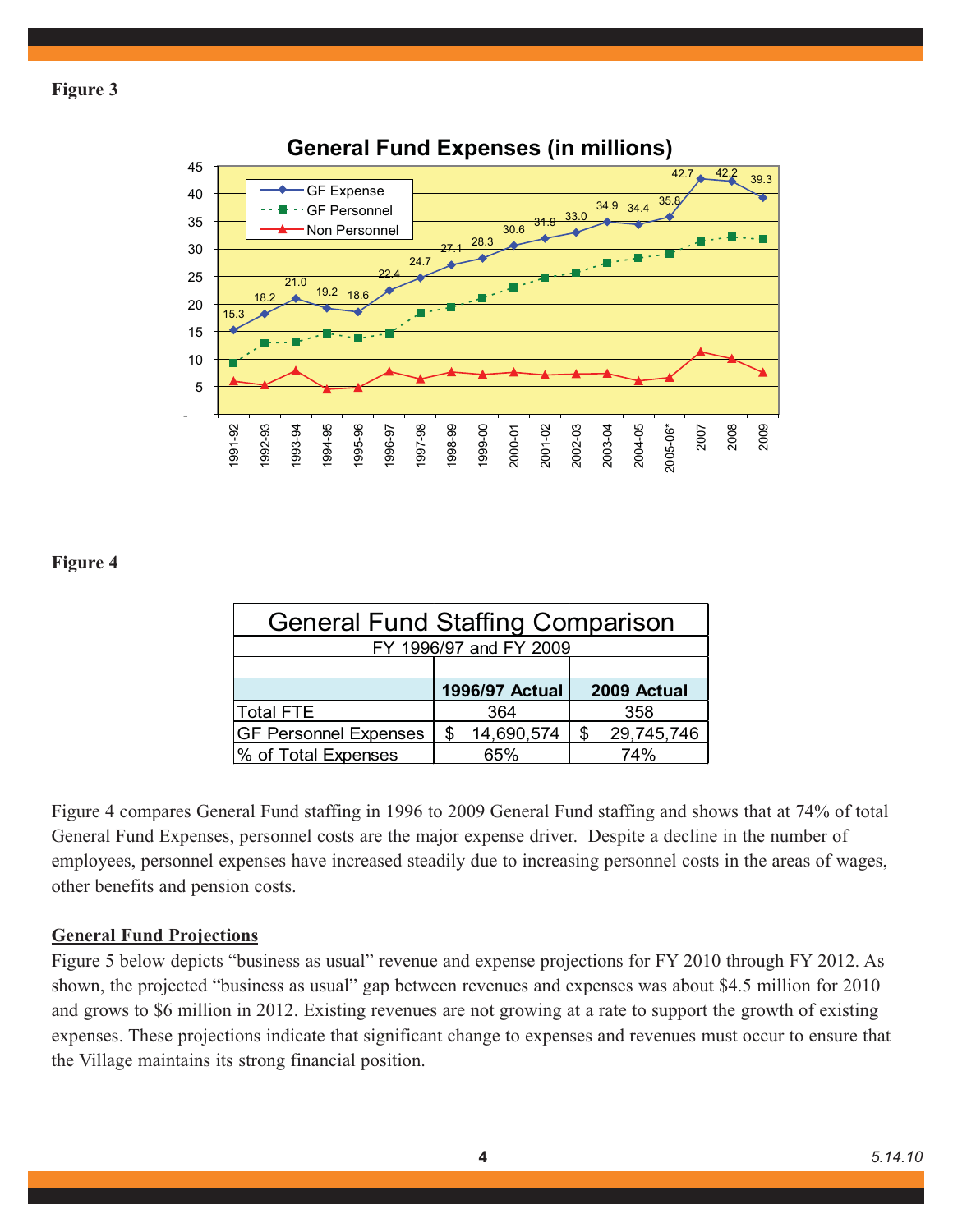**Figure 3**

General Fund Expenses (in millions)

| Year | GF Expense |
|---|---|
| 1991-92 | 15.3 |
| 1992-93 | 18.2 |
| 1993-94 | 21.0 |
| 1994-95 | 19.2 |
| 1995-96 | 18.6 |
| 1996-97 | 22.4 |
| 1997-98 | 24.7 |
| 1998-99 | 27.1 |
| 1999-00 | 28.3 |
| 2000-01 | 30.6 |
| 2001-02 | 31.9 |
| 2002-03 | 33.0 |
| 2003-04 | 34.9 |
| 2004-05 | 34.4 |
| 2005-06* | 35.8 |
| 2007 | 42.7 |
| 2008 | 42.2 |
| 2009 | 39.3 |

Legend: GF Expense, GF Personnel, Non Personnel

**Figure 4**

| General Fund Staffing Comparison | | |
|---|---|---|
| FY 1996/97 and FY 2009 | | |
| | **1996/97 Actual** | **2009 Actual** |
| Total FTE | 364 | 358 |
| GF Personnel Expenses | $ 14,690,574 | $ 29,745,746 |
| % of Total Expenses | 65% | 74% |

Figure 4 compares General Fund staffing in 1996 to 2009 General Fund staffing and shows that at 74% of total General Fund Expenses, personnel costs are the major expense driver. Despite a decline in the number of employees, personnel expenses have increased steadily due to increasing personnel costs in the areas of wages, other benefits and pension costs.

## General Fund Projections

Figure 5 below depicts "business as usual" revenue and expense projections for FY 2010 through FY 2012. As shown, the projected "business as usual" gap between revenues and expenses was about $4.5 million for 2010 and grows to $6 million in 2012. Existing revenues are not growing at a rate to support the growth of existing expenses. These projections indicate that significant change to expenses and revenues must occur to ensure that the Village maintains its strong financial position.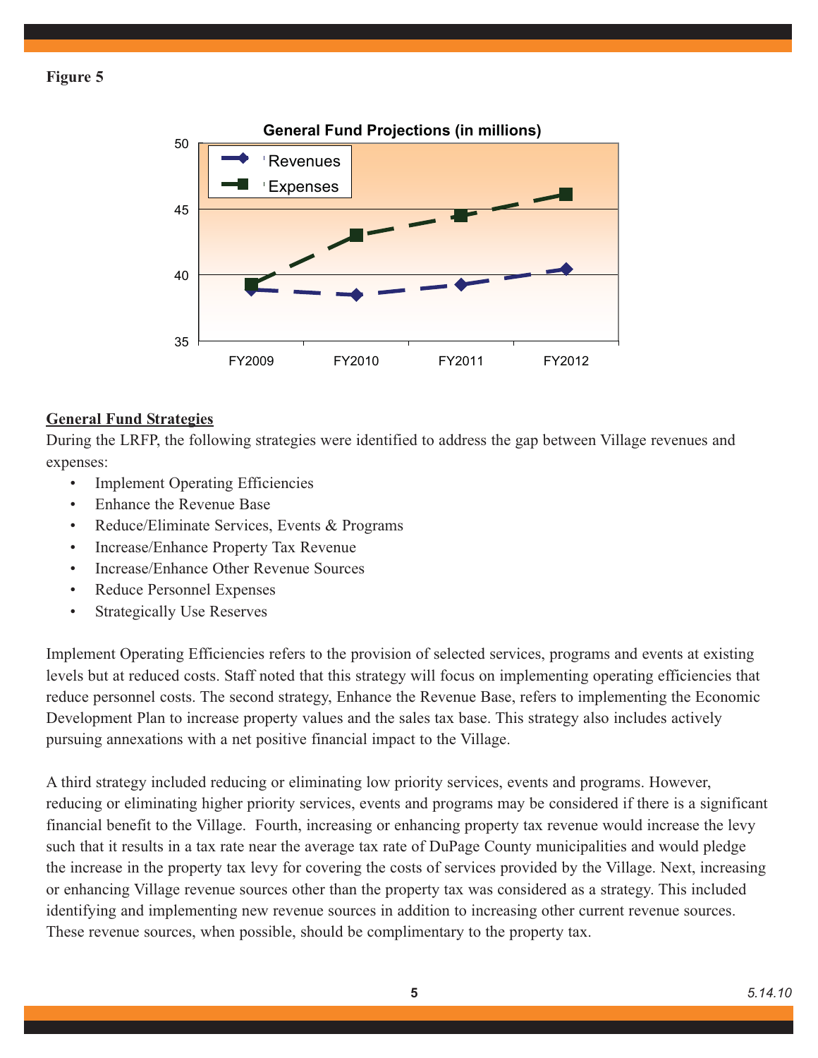**Figure 5**

General Fund Projections (in millions)

## General Fund Strategies

During the LRFP, the following strategies were identified to address the gap between Village revenues and expenses:

- Implement Operating Efficiencies
- Enhance the Revenue Base
- Reduce/Eliminate Services, Events & Programs
- Increase/Enhance Property Tax Revenue
- Increase/Enhance Other Revenue Sources
- Reduce Personnel Expenses
- Strategically Use Reserves

Implement Operating Efficiencies refers to the provision of selected services, programs and events at existing levels but at reduced costs. Staff noted that this strategy will focus on implementing operating efficiencies that reduce personnel costs. The second strategy, Enhance the Revenue Base, refers to implementing the Economic Development Plan to increase property values and the sales tax base. This strategy also includes actively pursuing annexations with a net positive financial impact to the Village.

A third strategy included reducing or eliminating low priority services, events and programs. However, reducing or eliminating higher priority services, events and programs may be considered if there is a significant financial benefit to the Village. Fourth, increasing or enhancing property tax revenue would increase the levy such that it results in a tax rate near the average tax rate of DuPage County municipalities and would pledge the increase in the property tax levy for covering the costs of services provided by the Village. Next, increasing or enhancing Village revenue sources other than the property tax was considered as a strategy. This included identifying and implementing new revenue sources in addition to increasing other current revenue sources. These revenue sources, when possible, should be complimentary to the property tax.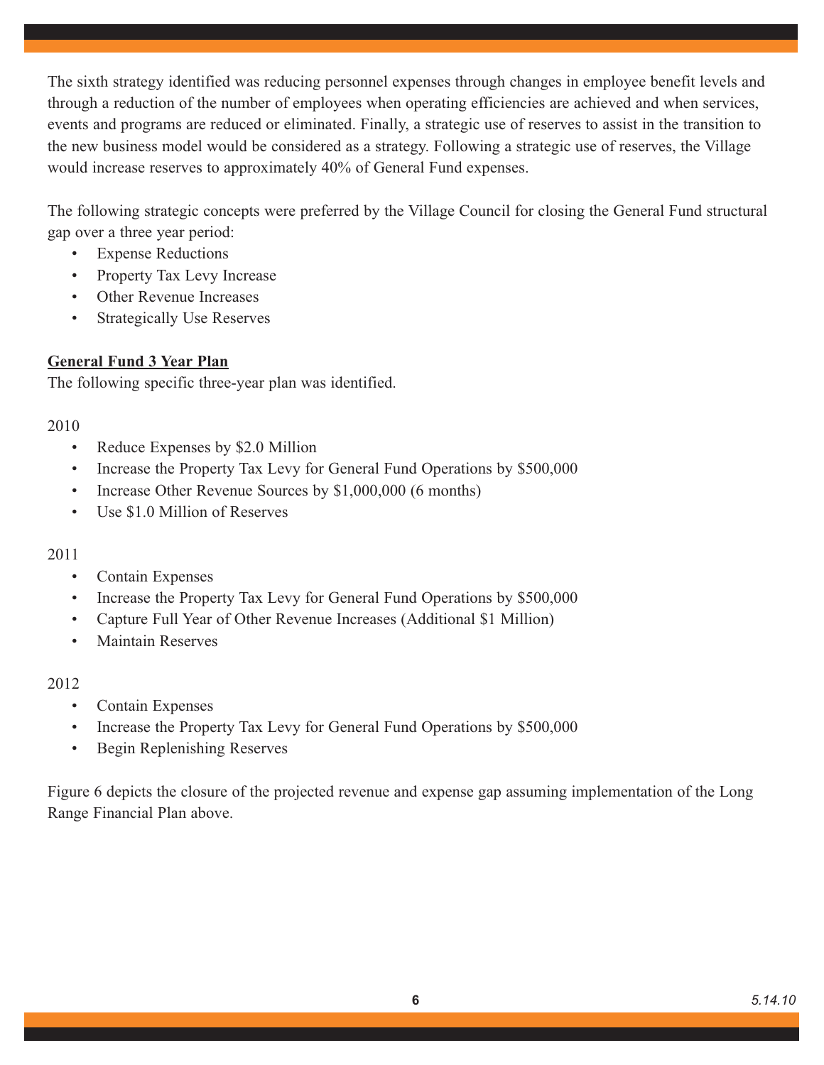The sixth strategy identified was reducing personnel expenses through changes in employee benefit levels and through a reduction of the number of employees when operating efficiencies are achieved and when services, events and programs are reduced or eliminated. Finally, a strategic use of reserves to assist in the transition to the new business model would be considered as a strategy. Following a strategic use of reserves, the Village would increase reserves to approximately 40% of General Fund expenses.

The following strategic concepts were preferred by the Village Council for closing the General Fund structural gap over a three year period:

- Expense Reductions
- Property Tax Levy Increase
- Other Revenue Increases
- Strategically Use Reserves

**<u>General Fund 3 Year Plan</u>**

The following specific three-year plan was identified.

2010

- Reduce Expenses by $2.0 Million
- Increase the Property Tax Levy for General Fund Operations by $500,000
- Increase Other Revenue Sources by $1,000,000 (6 months)
- Use $1.0 Million of Reserves

2011

- Contain Expenses
- Increase the Property Tax Levy for General Fund Operations by $500,000
- Capture Full Year of Other Revenue Increases (Additional $1 Million)
- Maintain Reserves

2012

- Contain Expenses
- Increase the Property Tax Levy for General Fund Operations by $500,000
- Begin Replenishing Reserves

Figure 6 depicts the closure of the projected revenue and expense gap assuming implementation of the Long Range Financial Plan above.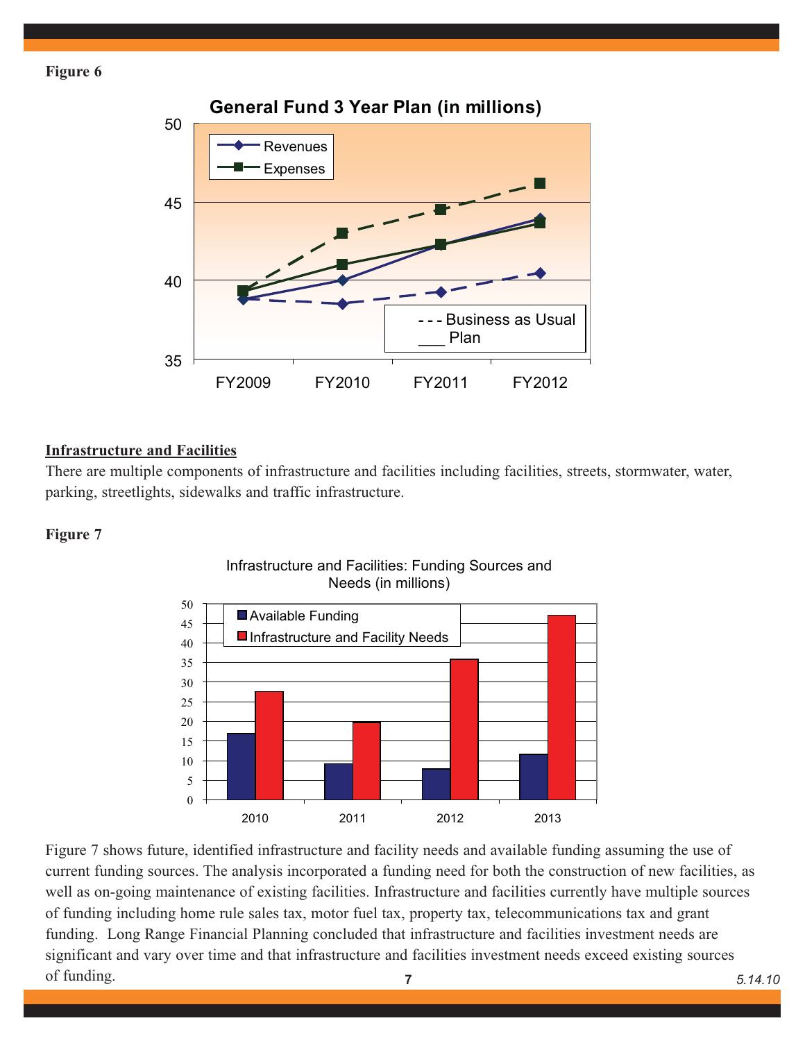**Figure 6**

**Infrastructure and Facilities**

There are multiple components of infrastructure and facilities including facilities, streets, stormwater, water, parking, streetlights, sidewalks and traffic infrastructure.

**Figure 7**

Figure 7 shows future, identified infrastructure and facility needs and available funding assuming the use of current funding sources. The analysis incorporated a funding need for both the construction of new facilities, as well as on-going maintenance of existing facilities. Infrastructure and facilities currently have multiple sources of funding including home rule sales tax, motor fuel tax, property tax, telecommunications tax and grant funding. Long Range Financial Planning concluded that infrastructure and facilities investment needs are significant and vary over time and that infrastructure and facilities investment needs exceed existing sources of funding.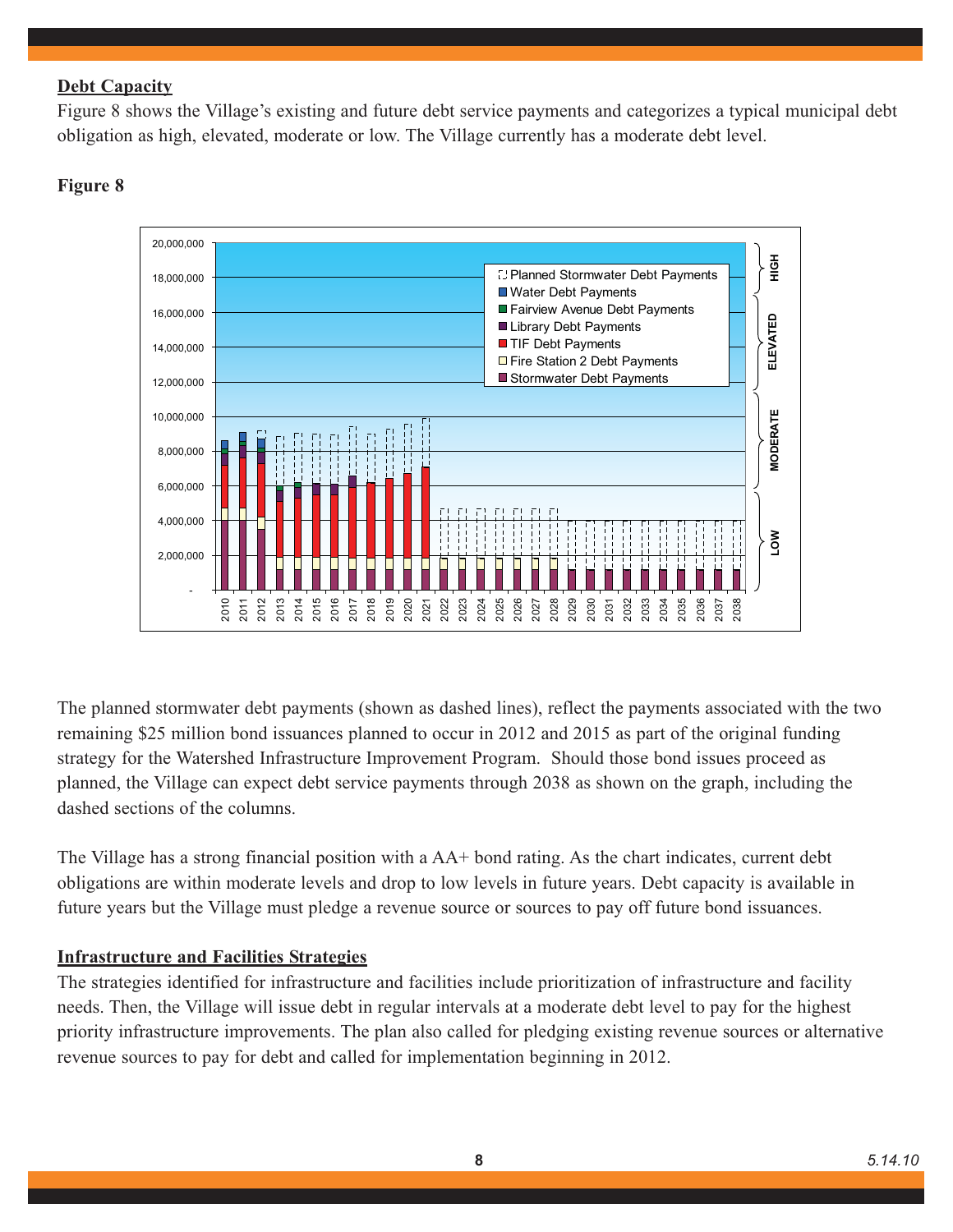## Debt Capacity

Figure 8 shows the Village's existing and future debt service payments and categorizes a typical municipal debt obligation as high, elevated, moderate or low. The Village currently has a moderate debt level.

**Figure 8**

The planned stormwater debt payments (shown as dashed lines), reflect the payments associated with the two remaining $25 million bond issuances planned to occur in 2012 and 2015 as part of the original funding strategy for the Watershed Infrastructure Improvement Program. Should those bond issues proceed as planned, the Village can expect debt service payments through 2038 as shown on the graph, including the dashed sections of the columns.

The Village has a strong financial position with a AA+ bond rating. As the chart indicates, current debt obligations are within moderate levels and drop to low levels in future years. Debt capacity is available in future years but the Village must pledge a revenue source or sources to pay off future bond issuances.

## Infrastructure and Facilities Strategies

The strategies identified for infrastructure and facilities include prioritization of infrastructure and facility needs. Then, the Village will issue debt in regular intervals at a moderate debt level to pay for the highest priority infrastructure improvements. The plan also called for pledging existing revenue sources or alternative revenue sources to pay for debt and called for implementation beginning in 2012.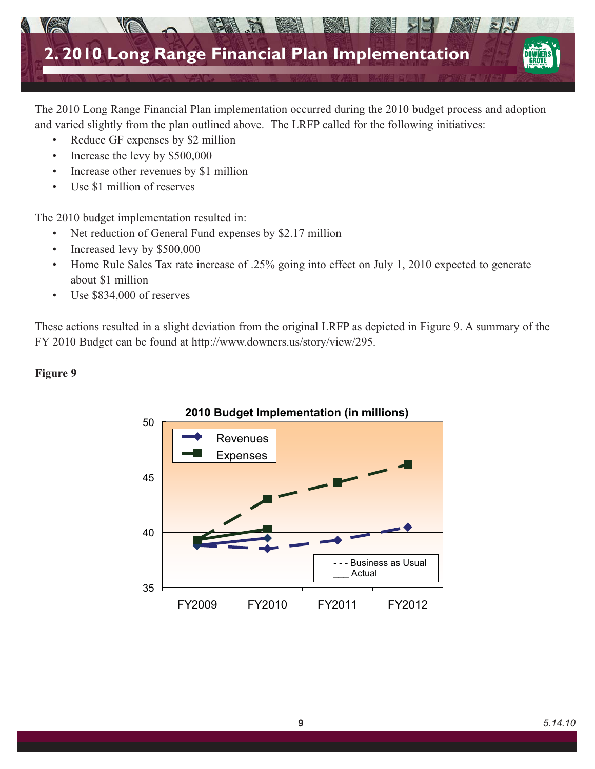## 2. 2010 Long Range Financial Plan Implementation

The 2010 Long Range Financial Plan implementation occurred during the 2010 budget process and adoption and varied slightly from the plan outlined above. The LRFP called for the following initiatives:

- Reduce GF expenses by $2 million
- Increase the levy by $500,000
- Increase other revenues by $1 million
- Use $1 million of reserves

The 2010 budget implementation resulted in:

- Net reduction of General Fund expenses by $2.17 million
- Increased levy by $500,000
- Home Rule Sales Tax rate increase of .25% going into effect on July 1, 2010 expected to generate about $1 million
- Use $834,000 of reserves

These actions resulted in a slight deviation from the original LRFP as depicted in Figure 9. A summary of the FY 2010 Budget can be found at http://www.downers.us/story/view/295.

**Figure 9**

**2010 Budget Implementation (in millions)**

Legend: Revenues; Expenses; - - - Business as Usual; ___ Actual

FY2009 | FY2010 | FY2011 | FY2012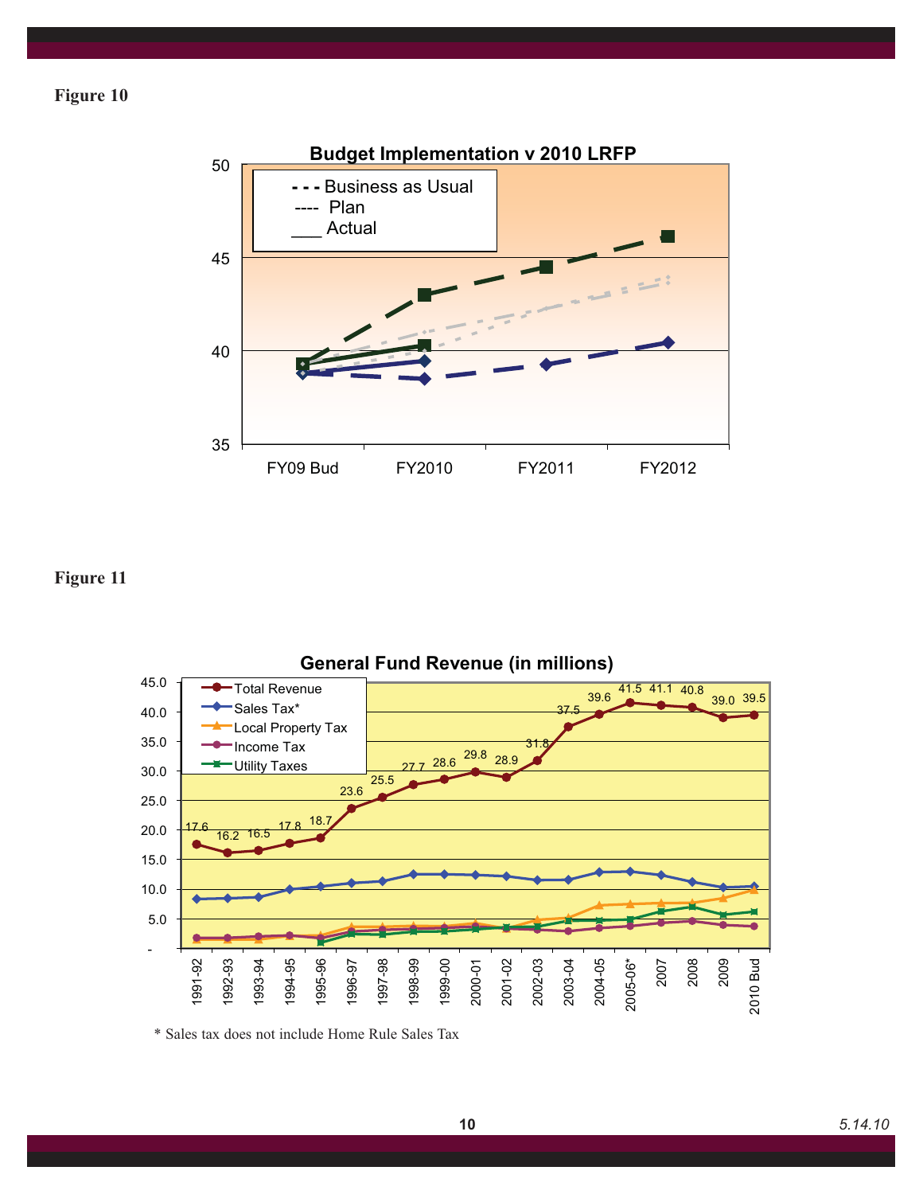**Figure 10**

**Budget Implementation v 2010 LRFP**

- - - Business as Usual
---- Plan
___ Actual

**Figure 11**

**General Fund Revenue (in millions)**

| | 1991-92 | 1992-93 | 1993-94 | 1994-95 | 1995-96 | 1996-97 | 1997-98 | 1998-99 | 1999-00 | 2000-01 | 2001-02 | 2002-03 | 2003-04 | 2004-05 | 2005-06* | 2007 | 2008 | 2009 | 2010 Bud |
|---|---|---|---|---|---|---|---|---|---|---|---|---|---|---|---|---|---|---|---|
| Total Revenue | 17.6 | 16.2 | 16.5 | 17.8 | 18.7 | 23.6 | 25.5 | 27.7 | 28.6 | 29.8 | 28.9 | 31.8 | 37.5 | 39.6 | 41.5 | 41.1 | 40.8 | 39.0 | 39.5 |

\* Sales tax does not include Home Rule Sales Tax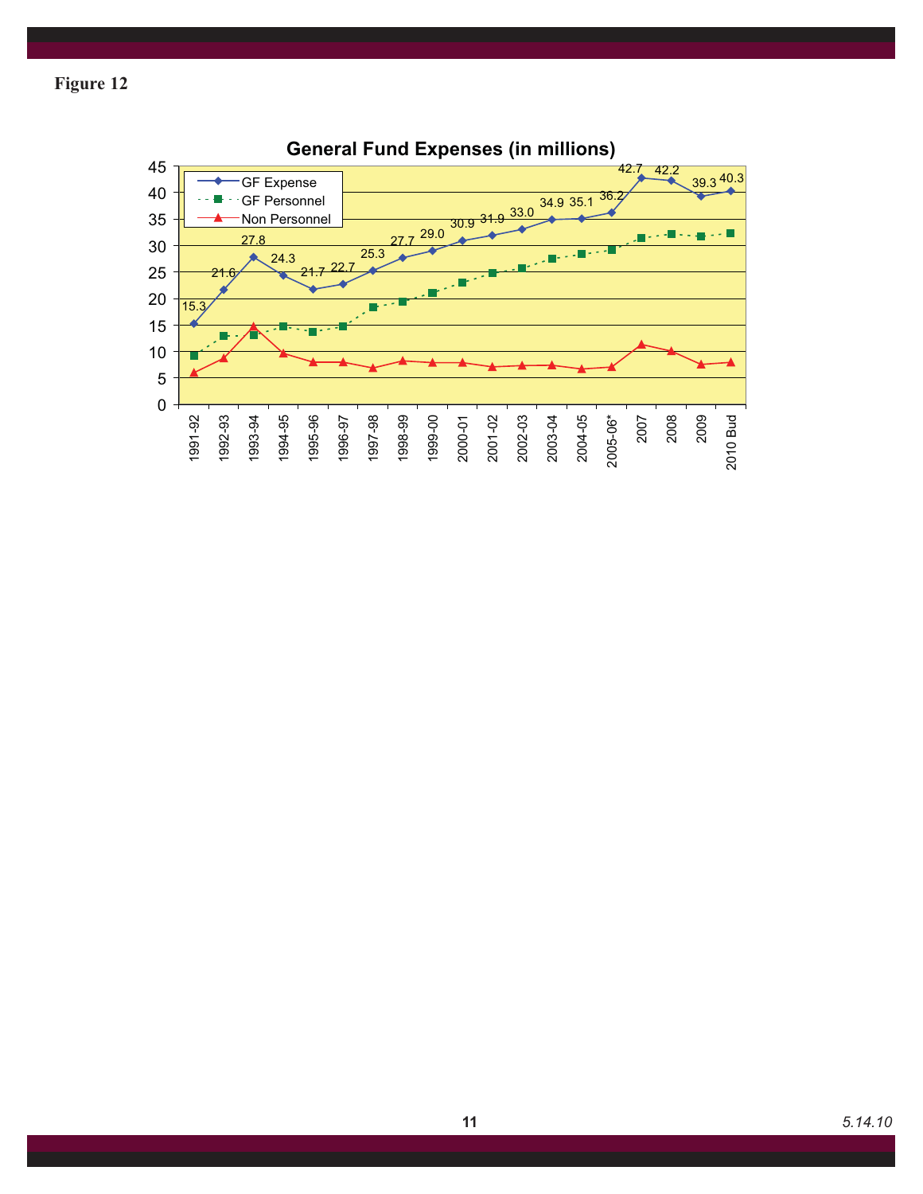**Figure 12**

**General Fund Expenses (in millions)**

| Year | GF Expense |
|---|---|
| 1991-92 | 15.3 |
| 1992-93 | 21.6 |
| 1993-94 | 27.8 |
| 1994-95 | 24.3 |
| 1995-96 | 21.7 |
| 1996-97 | 22.7 |
| 1997-98 | 25.3 |
| 1998-99 | 27.7 |
| 1999-00 | 29.0 |
| 2000-01 | 30.9 |
| 2001-02 | 31.9 |
| 2002-03 | 33.0 |
| 2003-04 | 34.9 |
| 2004-05 | 35.1 |
| 2005-06* | 36.2 |
| 2007 | 42.7 |
| 2008 | 42.2 |
| 2009 | 39.3 |
| 2010 Bud | 40.3 |

Legend: GF Expense, GF Personnel, Non Personnel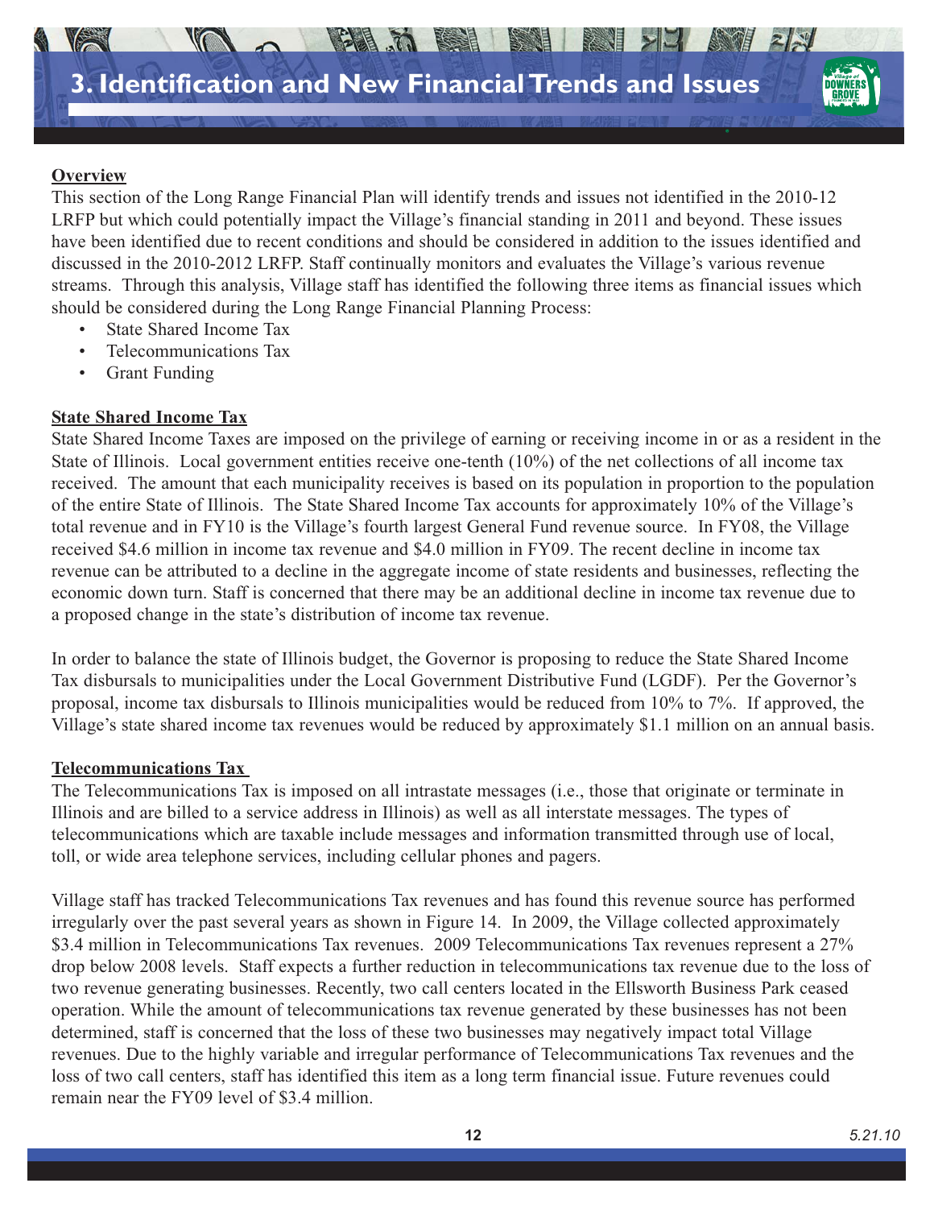# 3. Identification and New Financial Trends and Issues

**Overview**

This section of the Long Range Financial Plan will identify trends and issues not identified in the 2010-12 LRFP but which could potentially impact the Village's financial standing in 2011 and beyond. These issues have been identified due to recent conditions and should be considered in addition to the issues identified and discussed in the 2010-2012 LRFP. Staff continually monitors and evaluates the Village's various revenue streams. Through this analysis, Village staff has identified the following three items as financial issues which should be considered during the Long Range Financial Planning Process:

- State Shared Income Tax
- Telecommunications Tax
- Grant Funding

**State Shared Income Tax**

State Shared Income Taxes are imposed on the privilege of earning or receiving income in or as a resident in the State of Illinois. Local government entities receive one-tenth (10%) of the net collections of all income tax received. The amount that each municipality receives is based on its population in proportion to the population of the entire State of Illinois. The State Shared Income Tax accounts for approximately 10% of the Village's total revenue and in FY10 is the Village's fourth largest General Fund revenue source. In FY08, the Village received \$4.6 million in income tax revenue and \$4.0 million in FY09. The recent decline in income tax revenue can be attributed to a decline in the aggregate income of state residents and businesses, reflecting the economic down turn. Staff is concerned that there may be an additional decline in income tax revenue due to a proposed change in the state's distribution of income tax revenue.

In order to balance the state of Illinois budget, the Governor is proposing to reduce the State Shared Income Tax disbursals to municipalities under the Local Government Distributive Fund (LGDF). Per the Governor's proposal, income tax disbursals to Illinois municipalities would be reduced from 10% to 7%. If approved, the Village's state shared income tax revenues would be reduced by approximately \$1.1 million on an annual basis.

**Telecommunications Tax**

The Telecommunications Tax is imposed on all intrastate messages (i.e., those that originate or terminate in Illinois and are billed to a service address in Illinois) as well as all interstate messages. The types of telecommunications which are taxable include messages and information transmitted through use of local, toll, or wide area telephone services, including cellular phones and pagers.

Village staff has tracked Telecommunications Tax revenues and has found this revenue source has performed irregularly over the past several years as shown in Figure 14. In 2009, the Village collected approximately \$3.4 million in Telecommunications Tax revenues. 2009 Telecommunications Tax revenues represent a 27% drop below 2008 levels. Staff expects a further reduction in telecommunications tax revenue due to the loss of two revenue generating businesses. Recently, two call centers located in the Ellsworth Business Park ceased operation. While the amount of telecommunications tax revenue generated by these businesses has not been determined, staff is concerned that the loss of these two businesses may negatively impact total Village revenues. Due to the highly variable and irregular performance of Telecommunications Tax revenues and the loss of two call centers, staff has identified this item as a long term financial issue. Future revenues could remain near the FY09 level of \$3.4 million.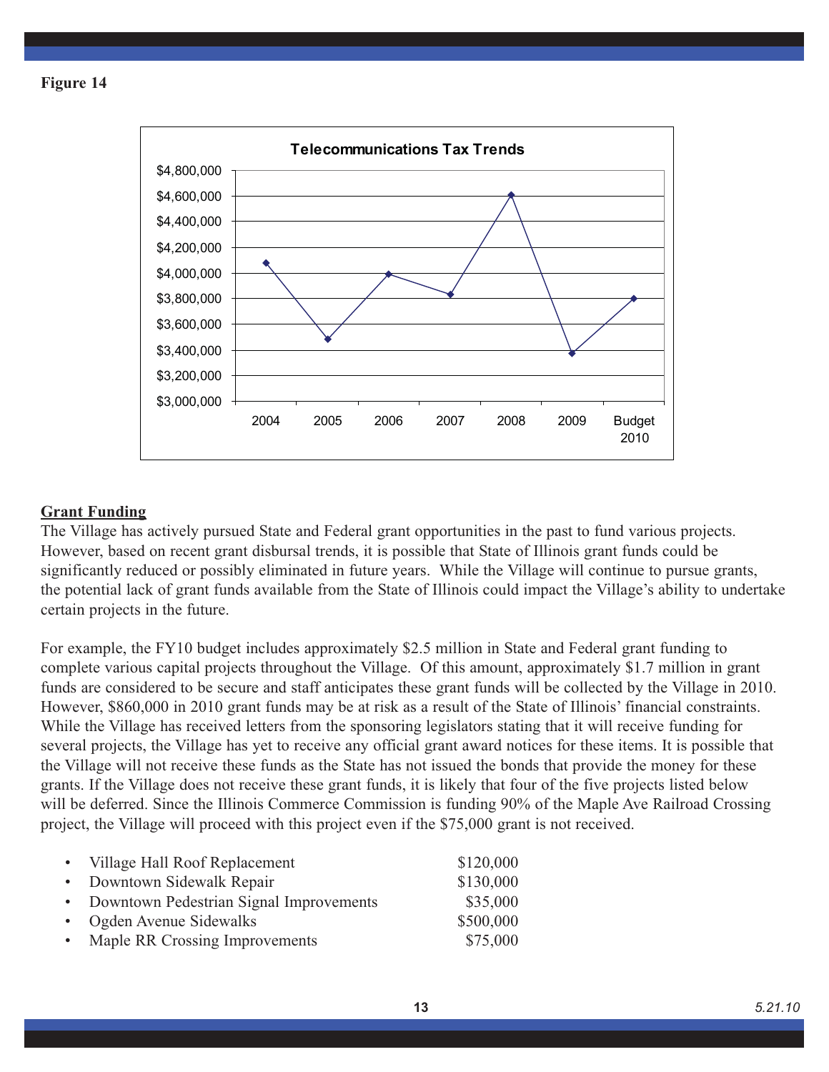**Figure 14**

Telecommunications Tax Trends

$4,800,000
$4,600,000
$4,400,000
$4,200,000
$4,000,000
$3,800,000
$3,600,000
$3,400,000
$3,200,000
$3,000,000

2004 2005 2006 2007 2008 2009 Budget 2010

**Grant Funding**

The Village has actively pursued State and Federal grant opportunities in the past to fund various projects. However, based on recent grant disbursal trends, it is possible that State of Illinois grant funds could be significantly reduced or possibly eliminated in future years. While the Village will continue to pursue grants, the potential lack of grant funds available from the State of Illinois could impact the Village's ability to undertake certain projects in the future.

For example, the FY10 budget includes approximately $2.5 million in State and Federal grant funding to complete various capital projects throughout the Village. Of this amount, approximately $1.7 million in grant funds are considered to be secure and staff anticipates these grant funds will be collected by the Village in 2010. However, $860,000 in 2010 grant funds may be at risk as a result of the State of Illinois' financial constraints. While the Village has received letters from the sponsoring legislators stating that it will receive funding for several projects, the Village has yet to receive any official grant award notices for these items. It is possible that the Village will not receive these funds as the State has not issued the bonds that provide the money for these grants. If the Village does not receive these grant funds, it is likely that four of the five projects listed below will be deferred. Since the Illinois Commerce Commission is funding 90% of the Maple Ave Railroad Crossing project, the Village will proceed with this project even if the $75,000 grant is not received.

- Village Hall Roof Replacement $120,000
- Downtown Sidewalk Repair $130,000
- Downtown Pedestrian Signal Improvements $35,000
- Ogden Avenue Sidewalks $500,000
- Maple RR Crossing Improvements $75,000